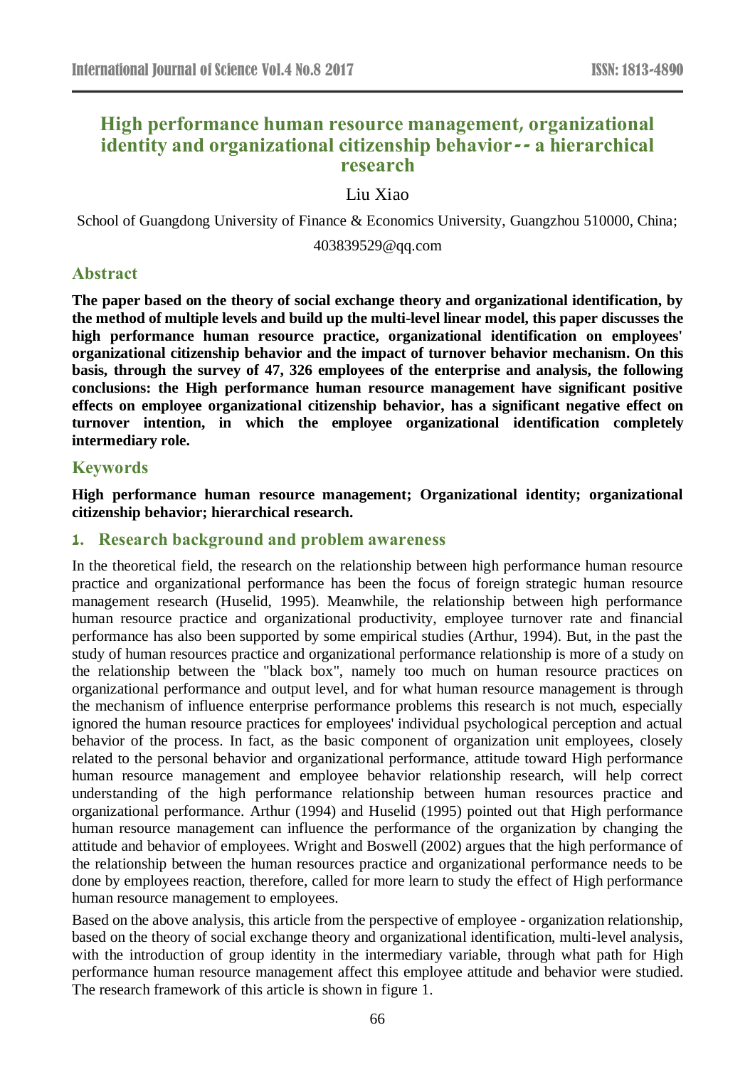# High performance human resource management, organizational identity and organizational citizenship behavior-- a hierarchical research

Liu Xiao

School of Guangdong University of Finance & Economics University, Guangzhou 510000, China;

403839529@qq.com

## Abstract

**The paper based on the theory of social exchange theory and organizational identification, by the method of multiple levels and build up the multi-level linear model, this paper discusses the high performance human resource practice, organizational identification on employees' organizational citizenship behavior and the impact of turnover behavior mechanism. On this basis, through the survey of 47, 326 employees of the enterprise and analysis, the following conclusions: the High performance human resource management have significant positive effects on employee organizational citizenship behavior, has a significant negative effect on turnover intention, in which the employee organizational identification completely intermediary role.**

## Keywords

**High performance human resource management; Organizational identity; organizational citizenship behavior; hierarchical research.**

## 1. Research background and problem awareness

In the theoretical field, the research on the relationship between high performance human resource practice and organizational performance has been the focus of foreign strategic human resource management research (Huselid, 1995). Meanwhile, the relationship between high performance human resource practice and organizational productivity, employee turnover rate and financial performance has also been supported by some empirical studies (Arthur, 1994). But, in the past the study of human resources practice and organizational performance relationship is more of a study on the relationship between the "black box", namely too much on human resource practices on organizational performance and output level, and for what human resource management is through the mechanism of influence enterprise performance problems this research is not much, especially ignored the human resource practices for employees' individual psychological perception and actual behavior of the process. In fact, as the basic component of organization unit employees, closely related to the personal behavior and organizational performance, attitude toward High performance human resource management and employee behavior relationship research, will help correct understanding of the high performance relationship between human resources practice and organizational performance. Arthur (1994) and Huselid (1995) pointed out that High performance human resource management can influence the performance of the organization by changing the attitude and behavior of employees. Wright and Boswell (2002) argues that the high performance of the relationship between the human resources practice and organizational performance needs to be done by employees reaction, therefore, called for more learn to study the effect of High performance human resource management to employees.

Based on the above analysis, this article from the perspective of employee - organization relationship, based on the theory of social exchange theory and organizational identification, multi-level analysis, with the introduction of group identity in the intermediary variable, through what path for High performance human resource management affect this employee attitude and behavior were studied. The research framework of this article is shown in figure 1.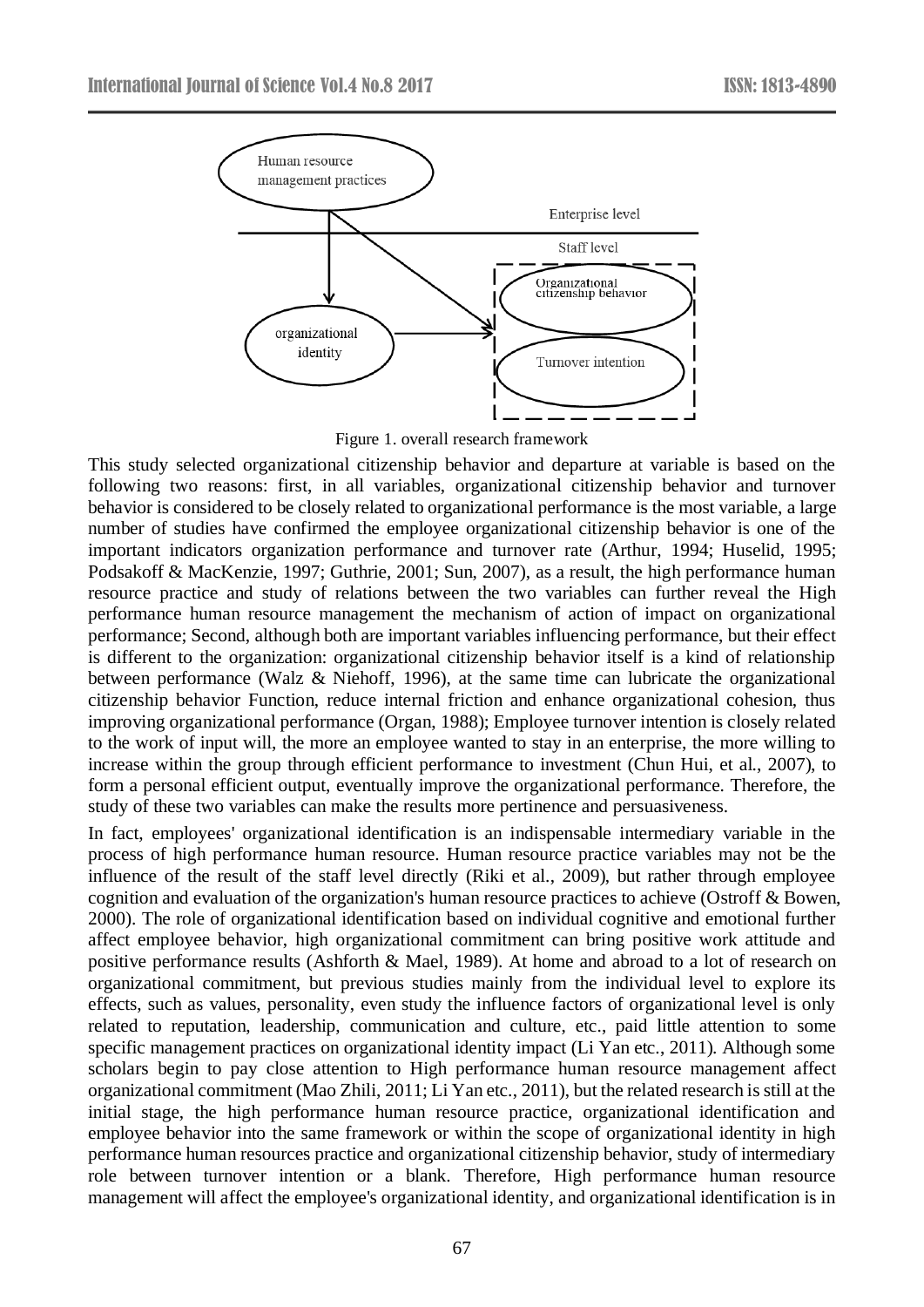Figure 1. overall research framework

This study selected organizational citizenship behavior and departure at variable is based on the following two reasons: first, in all variables, organizational citizenship behavior and turnover behavior is considered to be closely related to organizational performance is the most variable, a large number of studies have confirmed the employee organizational citizenship behavior is one of the important indicators organization performance and turnover rate (Arthur, 1994; Huselid, 1995; Podsakoff & MacKenzie, 1997; Guthrie, 2001; Sun, 2007), as a result, the high performance human resource practice and study of relations between the two variables can further reveal the High performance human resource management the mechanism of action of impact on organizational performance; Second, although both are important variables influencing performance, but their effect is different to the organization: organizational citizenship behavior itself is a kind of relationship between performance (Walz & Niehoff, 1996), at the same time can lubricate the organizational citizenship behavior Function, reduce internal friction and enhance organizational cohesion, thus improving organizational performance (Organ, 1988); Employee turnover intention is closely related to the work of input will, the more an employee wanted to stay in an enterprise, the more willing to increase within the group through efficient performance to investment (Chun Hui, et al., 2007), to form a personal efficient output, eventually improve the organizational performance. Therefore, the study of these two variables can make the results more pertinence and persuasiveness.

In fact, employees' organizational identification is an indispensable intermediary variable in the process of high performance human resource. Human resource practice variables may not be the influence of the result of the staff level directly (Riki et al., 2009), but rather through employee cognition and evaluation of the organization's human resource practices to achieve (Ostroff & Bowen, 2000). The role of organizational identification based on individual cognitive and emotional further affect employee behavior, high organizational commitment can bring positive work attitude and positive performance results (Ashforth & Mael, 1989). At home and abroad to a lot of research on organizational commitment, but previous studies mainly from the individual level to explore its effects, such as values, personality, even study the influence factors of organizational level is only related to reputation, leadership, communication and culture, etc., paid little attention to some specific management practices on organizational identity impact (Li Yan etc., 2011). Although some scholars begin to pay close attention to High performance human resource management affect organizational commitment (Mao Zhili, 2011; Li Yan etc., 2011), but the related research is still at the initial stage, the high performance human resource practice, organizational identification and employee behavior into the same framework or within the scope of organizational identity in high performance human resources practice and organizational citizenship behavior, study of intermediary role between turnover intention or a blank. Therefore, High performance human resource management will affect the employee's organizational identity, and organizational identification is in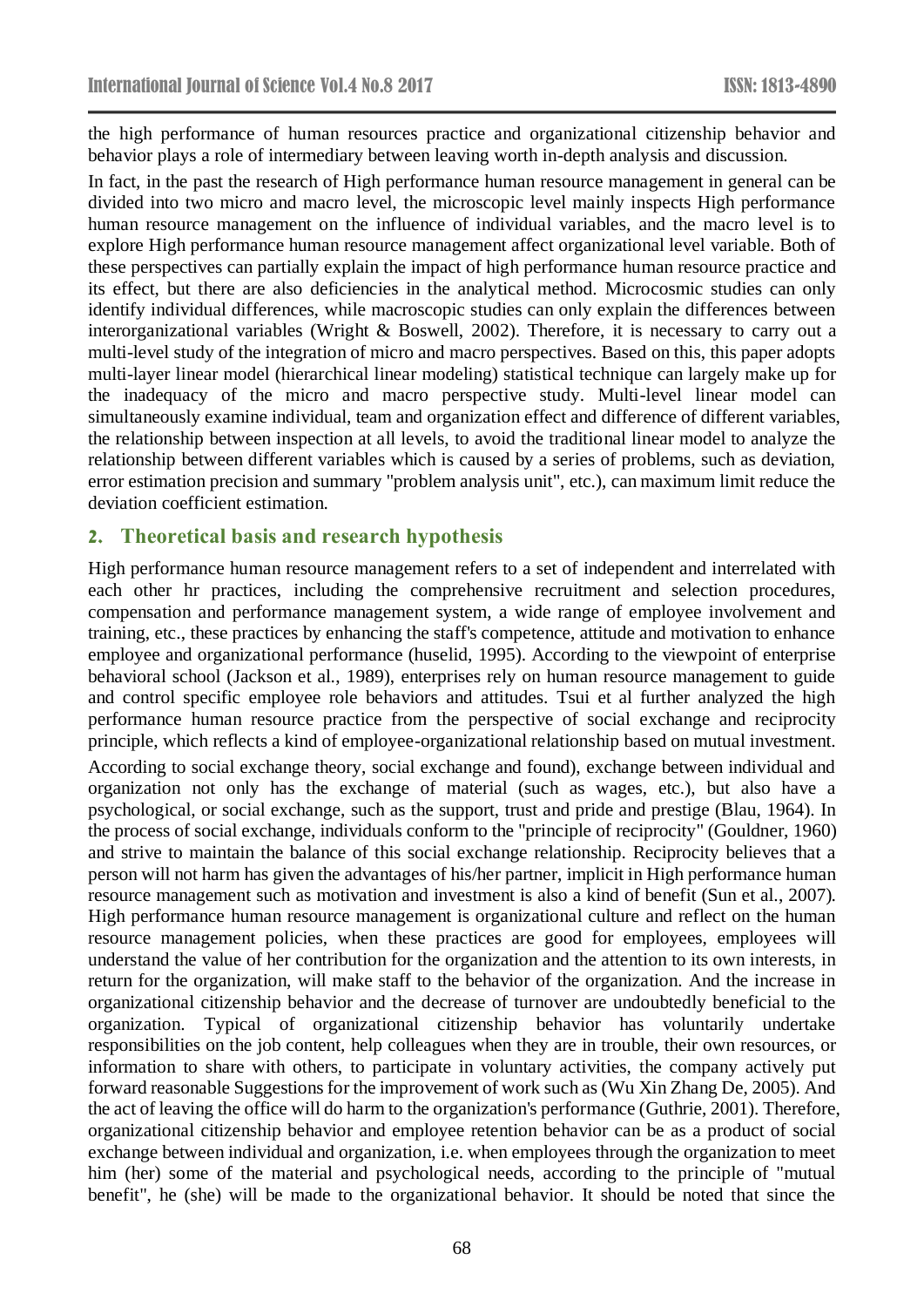the high performance of human resources practice and organizational citizenship behavior and behavior plays a role of intermediary between leaving worth in-depth analysis and discussion.

In fact, in the past the research of High performance human resource management in general can be divided into two micro and macro level, the microscopic level mainly inspects High performance human resource management on the influence of individual variables, and the macro level is to explore High performance human resource management affect organizational level variable. Both of these perspectives can partially explain the impact of high performance human resource practice and its effect, but there are also deficiencies in the analytical method. Microcosmic studies can only identify individual differences, while macroscopic studies can only explain the differences between interorganizational variables (Wright & Boswell, 2002). Therefore, it is necessary to carry out a multi-level study of the integration of micro and macro perspectives. Based on this, this paper adopts multi-layer linear model (hierarchical linear modeling) statistical technique can largely make up for the inadequacy of the micro and macro perspective study. Multi-level linear model can simultaneously examine individual, team and organization effect and difference of different variables, the relationship between inspection at all levels, to avoid the traditional linear model to analyze the relationship between different variables which is caused by a series of problems, such as deviation, error estimation precision and summary "problem analysis unit", etc.), can maximum limit reduce the deviation coefficient estimation.

## 2. Theoretical basis and research hypothesis

High performance human resource management refers to a set of independent and interrelated with each other hr practices, including the comprehensive recruitment and selection procedures, compensation and performance management system, a wide range of employee involvement and training, etc., these practices by enhancing the staff's competence, attitude and motivation to enhance employee and organizational performance (huselid, 1995). According to the viewpoint of enterprise behavioral school (Jackson et al., 1989), enterprises rely on human resource management to guide and control specific employee role behaviors and attitudes. Tsui et al further analyzed the high performance human resource practice from the perspective of social exchange and reciprocity principle, which reflects a kind of employee-organizational relationship based on mutual investment.

According to social exchange theory, social exchange and found), exchange between individual and organization not only has the exchange of material (such as wages, etc.), but also have a psychological, or social exchange, such as the support, trust and pride and prestige (Blau, 1964). In the process of social exchange, individuals conform to the "principle of reciprocity" (Gouldner, 1960) and strive to maintain the balance of this social exchange relationship. Reciprocity believes that a person will not harm has given the advantages of his/her partner, implicit in High performance human resource management such as motivation and investment is also a kind of benefit (Sun et al., 2007). High performance human resource management is organizational culture and reflect on the human resource management policies, when these practices are good for employees, employees will understand the value of her contribution for the organization and the attention to its own interests, in return for the organization, will make staff to the behavior of the organization. And the increase in organizational citizenship behavior and the decrease of turnover are undoubtedly beneficial to the organization. Typical of organizational citizenship behavior has voluntarily undertake responsibilities on the job content, help colleagues when they are in trouble, their own resources, or information to share with others, to participate in voluntary activities, the company actively put forward reasonable Suggestions for the improvement of work such as (Wu Xin Zhang De, 2005). And the act of leaving the office will do harm to the organization's performance (Guthrie, 2001). Therefore, organizational citizenship behavior and employee retention behavior can be as a product of social exchange between individual and organization, i.e. when employees through the organization to meet him (her) some of the material and psychological needs, according to the principle of "mutual benefit", he (she) will be made to the organizational behavior. It should be noted that since the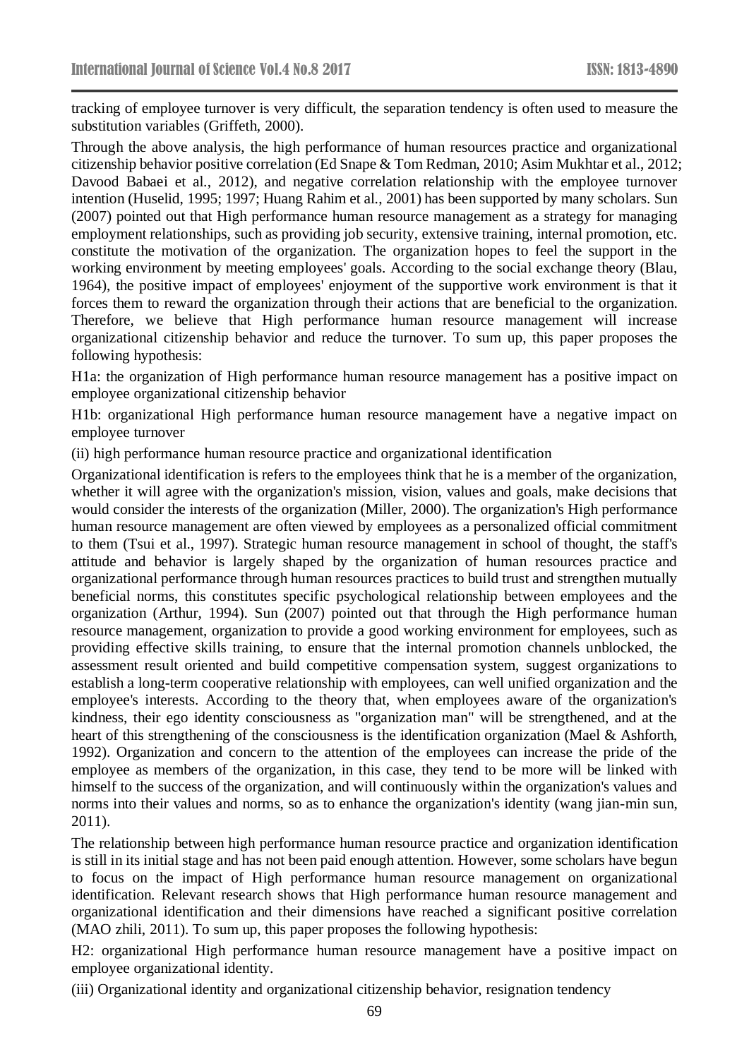tracking of employee turnover is very difficult, the separation tendency is often used to measure the substitution variables (Griffeth, 2000).

Through the above analysis, the high performance of human resources practice and organizational citizenship behavior positive correlation (Ed Snape & Tom Redman, 2010; Asim Mukhtar et al., 2012; Davood Babaei et al., 2012), and negative correlation relationship with the employee turnover intention (Huselid, 1995; 1997; Huang Rahim et al., 2001) has been supported by many scholars. Sun (2007) pointed out that High performance human resource management as a strategy for managing employment relationships, such as providing job security, extensive training, internal promotion, etc. constitute the motivation of the organization. The organization hopes to feel the support in the working environment by meeting employees' goals. According to the social exchange theory (Blau, 1964), the positive impact of employees' enjoyment of the supportive work environment is that it forces them to reward the organization through their actions that are beneficial to the organization. Therefore, we believe that High performance human resource management will increase organizational citizenship behavior and reduce the turnover. To sum up, this paper proposes the following hypothesis:

H1a: the organization of High performance human resource management has a positive impact on employee organizational citizenship behavior

H1b: organizational High performance human resource management have a negative impact on employee turnover

(ii) high performance human resource practice and organizational identification

Organizational identification is refers to the employees think that he is a member of the organization, whether it will agree with the organization's mission, vision, values and goals, make decisions that would consider the interests of the organization (Miller, 2000). The organization's High performance human resource management are often viewed by employees as a personalized official commitment to them (Tsui et al., 1997). Strategic human resource management in school of thought, the staff's attitude and behavior is largely shaped by the organization of human resources practice and organizational performance through human resources practices to build trust and strengthen mutually beneficial norms, this constitutes specific psychological relationship between employees and the organization (Arthur, 1994). Sun (2007) pointed out that through the High performance human resource management, organization to provide a good working environment for employees, such as providing effective skills training, to ensure that the internal promotion channels unblocked, the assessment result oriented and build competitive compensation system, suggest organizations to establish a long-term cooperative relationship with employees, can well unified organization and the employee's interests. According to the theory that, when employees aware of the organization's kindness, their ego identity consciousness as "organization man" will be strengthened, and at the heart of this strengthening of the consciousness is the identification organization (Mael & Ashforth, 1992). Organization and concern to the attention of the employees can increase the pride of the employee as members of the organization, in this case, they tend to be more will be linked with himself to the success of the organization, and will continuously within the organization's values and norms into their values and norms, so as to enhance the organization's identity (wang jian-min sun, 2011).

The relationship between high performance human resource practice and organization identification is still in its initial stage and has not been paid enough attention. However, some scholars have begun to focus on the impact of High performance human resource management on organizational identification. Relevant research shows that High performance human resource management and organizational identification and their dimensions have reached a significant positive correlation (MAO zhili, 2011). To sum up, this paper proposes the following hypothesis:

H2: organizational High performance human resource management have a positive impact on employee organizational identity.

(iii) Organizational identity and organizational citizenship behavior, resignation tendency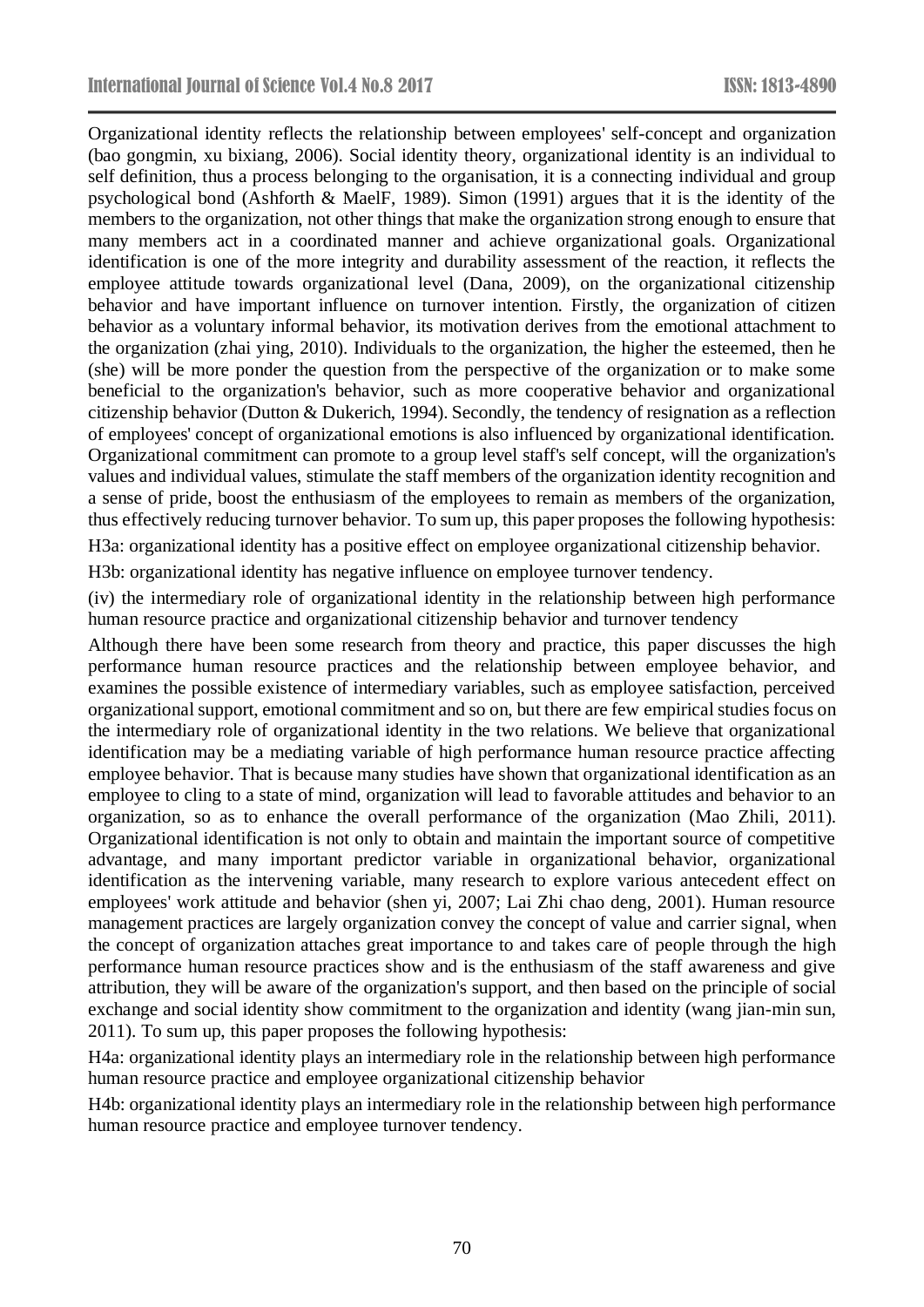Organizational identity reflects the relationship between employees' self-concept and organization (bao gongmin, xu bixiang, 2006). Social identity theory, organizational identity is an individual to self definition, thus a process belonging to the organisation, it is a connecting individual and group psychological bond (Ashforth & MaelF, 1989). Simon (1991) argues that it is the identity of the members to the organization, not other things that make the organization strong enough to ensure that many members act in a coordinated manner and achieve organizational goals. Organizational identification is one of the more integrity and durability assessment of the reaction, it reflects the employee attitude towards organizational level (Dana, 2009), on the organizational citizenship behavior and have important influence on turnover intention. Firstly, the organization of citizen behavior as a voluntary informal behavior, its motivation derives from the emotional attachment to the organization (zhai ying, 2010). Individuals to the organization, the higher the esteemed, then he (she) will be more ponder the question from the perspective of the organization or to make some beneficial to the organization's behavior, such as more cooperative behavior and organizational citizenship behavior (Dutton & Dukerich, 1994). Secondly, the tendency of resignation as a reflection of employees' concept of organizational emotions is also influenced by organizational identification. Organizational commitment can promote to a group level staff's self concept, will the organization's values and individual values, stimulate the staff members of the organization identity recognition and a sense of pride, boost the enthusiasm of the employees to remain as members of the organization, thus effectively reducing turnover behavior. To sum up, this paper proposes the following hypothesis:

H3a: organizational identity has a positive effect on employee organizational citizenship behavior.

H3b: organizational identity has negative influence on employee turnover tendency.

(iv) the intermediary role of organizational identity in the relationship between high performance human resource practice and organizational citizenship behavior and turnover tendency

Although there have been some research from theory and practice, this paper discusses the high performance human resource practices and the relationship between employee behavior, and examines the possible existence of intermediary variables, such as employee satisfaction, perceived organizational support, emotional commitment and so on, but there are few empirical studies focus on the intermediary role of organizational identity in the two relations. We believe that organizational identification may be a mediating variable of high performance human resource practice affecting employee behavior. That is because many studies have shown that organizational identification as an employee to cling to a state of mind, organization will lead to favorable attitudes and behavior to an organization, so as to enhance the overall performance of the organization (Mao Zhili, 2011). Organizational identification is not only to obtain and maintain the important source of competitive advantage, and many important predictor variable in organizational behavior, organizational identification as the intervening variable, many research to explore various antecedent effect on employees' work attitude and behavior (shen yi, 2007; Lai Zhi chao deng, 2001). Human resource management practices are largely organization convey the concept of value and carrier signal, when the concept of organization attaches great importance to and takes care of people through the high performance human resource practices show and is the enthusiasm of the staff awareness and give attribution, they will be aware of the organization's support, and then based on the principle of social exchange and social identity show commitment to the organization and identity (wang jian-min sun, 2011). To sum up, this paper proposes the following hypothesis:

H4a: organizational identity plays an intermediary role in the relationship between high performance human resource practice and employee organizational citizenship behavior

H4b: organizational identity plays an intermediary role in the relationship between high performance human resource practice and employee turnover tendency.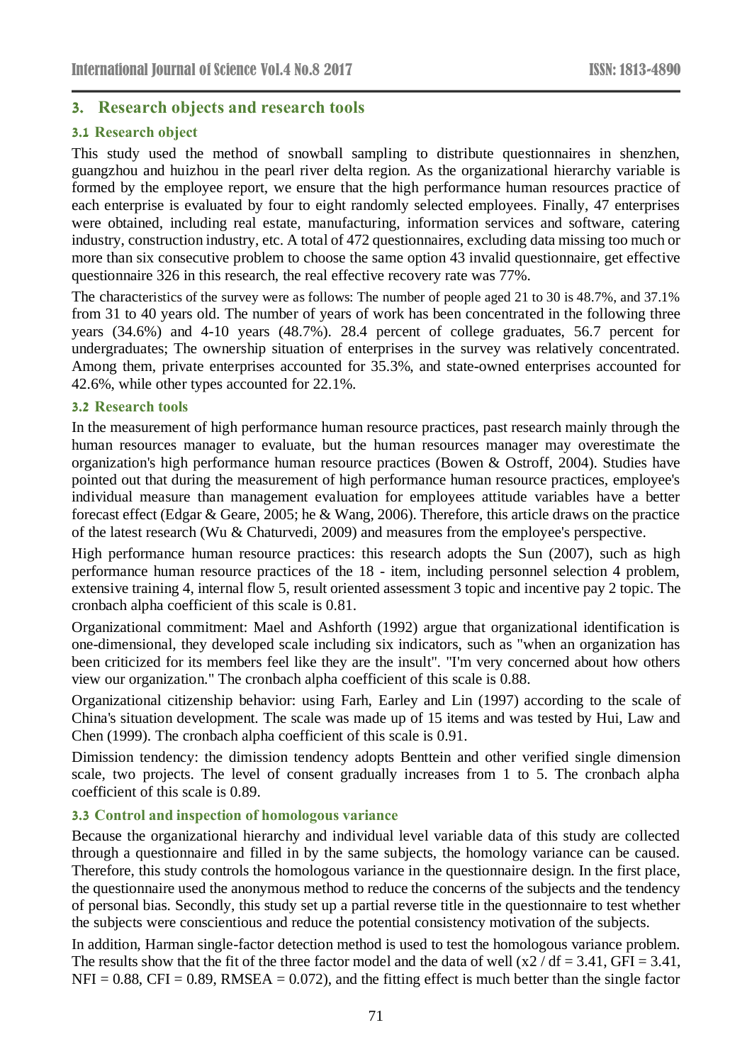## 3. Research objects and research tools

### 3.1 Research object

This study used the method of snowball sampling to distribute questionnaires in shenzhen, guangzhou and huizhou in the pearl river delta region. As the organizational hierarchy variable is formed by the employee report, we ensure that the high performance human resources practice of each enterprise is evaluated by four to eight randomly selected employees. Finally, 47 enterprises were obtained, including real estate, manufacturing, information services and software, catering industry, construction industry, etc. A total of 472 questionnaires, excluding data missing too much or more than six consecutive problem to choose the same option 43 invalid questionnaire, get effective questionnaire 326 in this research, the real effective recovery rate was 77%.

The characteristics of the survey were as follows: The number of people aged 21 to 30 is 48.7%, and 37.1% from 31 to 40 years old. The number of years of work has been concentrated in the following three years (34.6%) and 4-10 years (48.7%). 28.4 percent of college graduates, 56.7 percent for undergraduates; The ownership situation of enterprises in the survey was relatively concentrated. Among them, private enterprises accounted for 35.3%, and state-owned enterprises accounted for 42.6%, while other types accounted for 22.1%.

### 3.2 Research tools

In the measurement of high performance human resource practices, past research mainly through the human resources manager to evaluate, but the human resources manager may overestimate the organization's high performance human resource practices (Bowen & Ostroff, 2004). Studies have pointed out that during the measurement of high performance human resource practices, employee's individual measure than management evaluation for employees attitude variables have a better forecast effect (Edgar & Geare, 2005; he & Wang, 2006). Therefore, this article draws on the practice of the latest research (Wu & Chaturvedi, 2009) and measures from the employee's perspective.

High performance human resource practices: this research adopts the Sun (2007), such as high performance human resource practices of the 18 - item, including personnel selection 4 problem, extensive training 4, internal flow 5, result oriented assessment 3 topic and incentive pay 2 topic. The cronbach alpha coefficient of this scale is 0.81.

Organizational commitment: Mael and Ashforth (1992) argue that organizational identification is one-dimensional, they developed scale including six indicators, such as "when an organization has been criticized for its members feel like they are the insult". "I'm very concerned about how others view our organization." The cronbach alpha coefficient of this scale is 0.88.

Organizational citizenship behavior: using Farh, Earley and Lin (1997) according to the scale of China's situation development. The scale was made up of 15 items and was tested by Hui, Law and Chen (1999). The cronbach alpha coefficient of this scale is 0.91.

Dimission tendency: the dimission tendency adopts Benttein and other verified single dimension scale, two projects. The level of consent gradually increases from 1 to 5. The cronbach alpha coefficient of this scale is 0.89.

### 3.3 Control and inspection of homologous variance

Because the organizational hierarchy and individual level variable data of this study are collected through a questionnaire and filled in by the same subjects, the homology variance can be caused. Therefore, this study controls the homologous variance in the questionnaire design. In the first place, the questionnaire used the anonymous method to reduce the concerns of the subjects and the tendency of personal bias. Secondly, this study set up a partial reverse title in the questionnaire to test whether the subjects were conscientious and reduce the potential consistency motivation of the subjects.

In addition, Harman single-factor detection method is used to test the homologous variance problem. The results show that the fit of the three factor model and the data of well ($x2 / df = 3.41$, GFI = 3.41, NFI = 0.88, CFI = 0.89, RMSEA = 0.072), and the fitting effect is much better than the single factor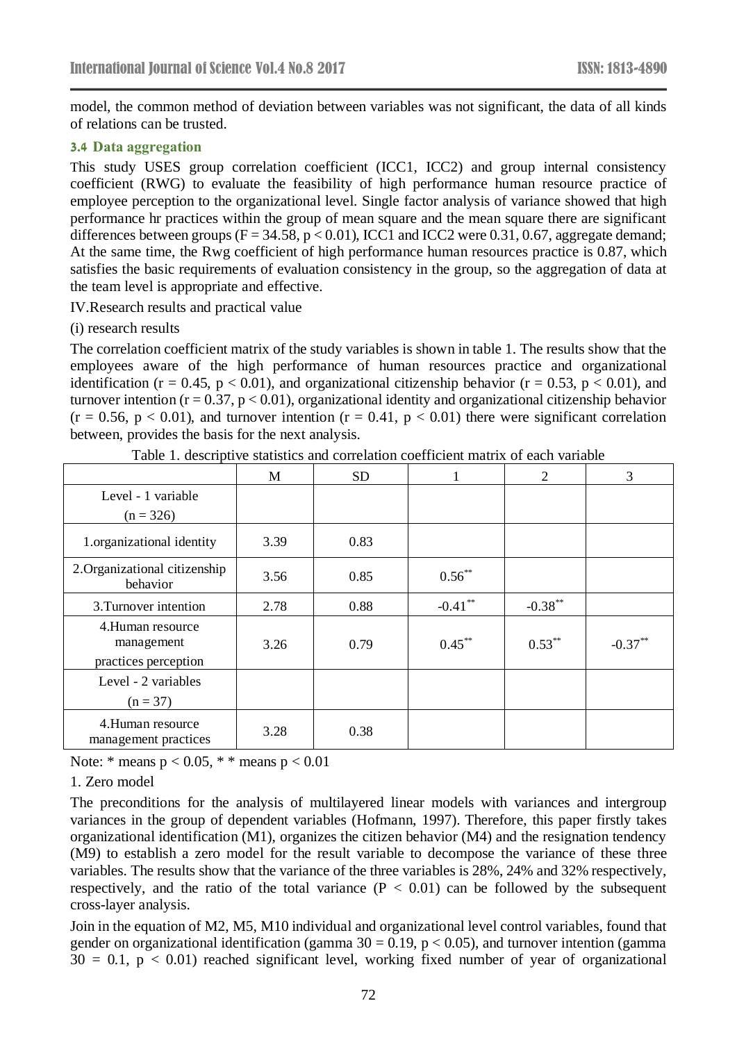model, the common method of deviation between variables was not significant, the data of all kinds of relations can be trusted.

### 3.4 Data aggregation

This study USES group correlation coefficient (ICC1, ICC2) and group internal consistency coefficient (RWG) to evaluate the feasibility of high performance human resource practice of employee perception to the organizational level. Single factor analysis of variance showed that high performance hr practices within the group of mean square and the mean square there are significant differences between groups ($F = 34.58$, $p < 0.01$), ICC1 and ICC2 were 0.31, 0.67, aggregate demand; At the same time, the Rwg coefficient of high performance human resources practice is 0.87, which satisfies the basic requirements of evaluation consistency in the group, so the aggregation of data at the team level is appropriate and effective.

IV.Research results and practical value

(i) research results

The correlation coefficient matrix of the study variables is shown in table 1. The results show that the employees aware of the high performance of human resources practice and organizational identification ($r = 0.45$, $p < 0.01$), and organizational citizenship behavior ($r = 0.53$, $p < 0.01$), and turnover intention ($r = 0.37$, $p < 0.01$), organizational identity and organizational citizenship behavior ($r = 0.56$, $p < 0.01$), and turnover intention ($r = 0.41$, $p < 0.01$) there were significant correlation between, provides the basis for the next analysis.

Table 1. descriptive statistics and correlation coefficient matrix of each variable

| | M | SD | 1 | 2 | 3 |
|---|---|---|---|---|---|
| Level - 1 variable (n = 326) | | | | | |
| 1.organizational identity | 3.39 | 0.83 | | | |
| 2.Organizational citizenship behavior | 3.56 | 0.85 | $0.56^{**}$ | | |
| 3.Turnover intention | 2.78 | 0.88 | $-0.41^{**}$ | $-0.38^{**}$ | |
| 4.Human resource management practices perception | 3.26 | 0.79 | $0.45^{**}$ | $0.53^{**}$ | $-0.37^{**}$ |
| Level - 2 variables (n = 37) | | | | | |
| 4.Human resource management practices | 3.28 | 0.38 | | | |

Note: * means $p < 0.05$, * * means $p < 0.01$

1. Zero model

The preconditions for the analysis of multilayered linear models with variances and intergroup variances in the group of dependent variables (Hofmann, 1997). Therefore, this paper firstly takes organizational identification (M1), organizes the citizen behavior (M4) and the resignation tendency (M9) to establish a zero model for the result variable to decompose the variance of these three variables. The results show that the variance of the three variables is 28%, 24% and 32% respectively, respectively, and the ratio of the total variance ($P < 0.01$) can be followed by the subsequent cross-layer analysis.

Join in the equation of M2, M5, M10 individual and organizational level control variables, found that gender on organizational identification (gamma $30 = 0.19$, $p < 0.05$), and turnover intention (gamma $30 = 0.1$, $p < 0.01$) reached significant level, working fixed number of year of organizational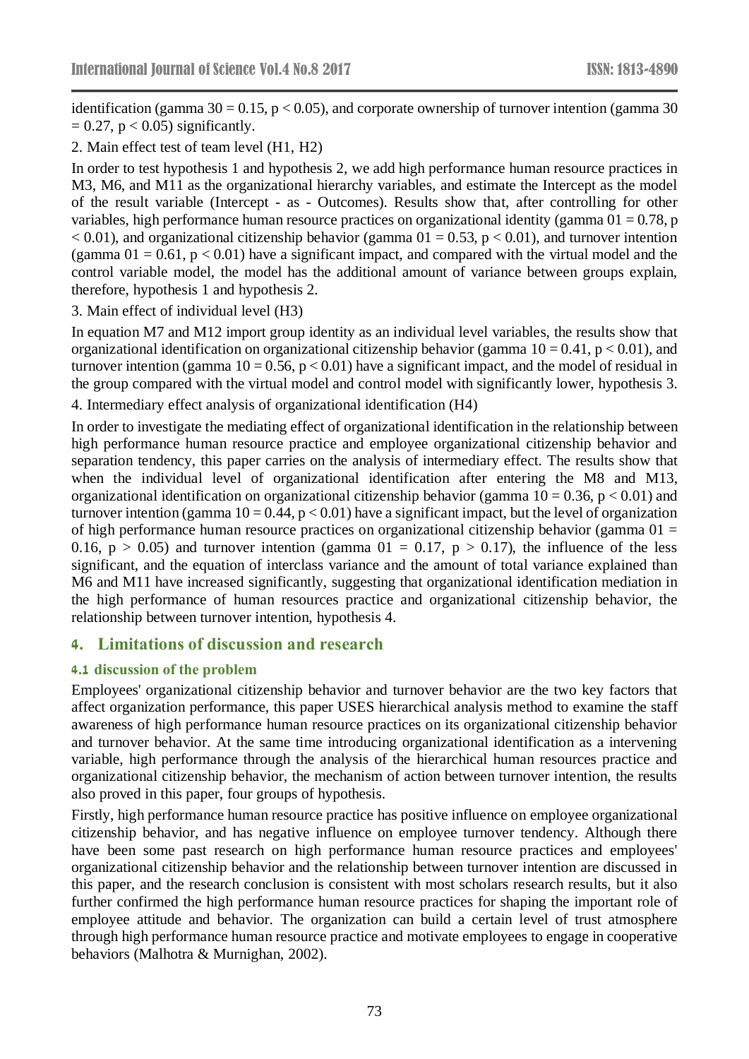identification (gamma 30 = 0.15, $p < 0.05$), and corporate ownership of turnover intention (gamma 30 = 0.27, $p < 0.05$) significantly.

2. Main effect test of team level (H1, H2)

In order to test hypothesis 1 and hypothesis 2, we add high performance human resource practices in M3, M6, and M11 as the organizational hierarchy variables, and estimate the Intercept as the model of the result variable (Intercept - as - Outcomes). Results show that, after controlling for other variables, high performance human resource practices on organizational identity (gamma 01 = 0.78, $p < 0.01$), and organizational citizenship behavior (gamma 01 = 0.53, $p < 0.01$), and turnover intention (gamma 01 = 0.61, $p < 0.01$) have a significant impact, and compared with the virtual model and the control variable model, the model has the additional amount of variance between groups explain, therefore, hypothesis 1 and hypothesis 2.

3. Main effect of individual level (H3)

In equation M7 and M12 import group identity as an individual level variables, the results show that organizational identification on organizational citizenship behavior (gamma 10 = 0.41, $p < 0.01$), and turnover intention (gamma 10 = 0.56, $p < 0.01$) have a significant impact, and the model of residual in the group compared with the virtual model and control model with significantly lower, hypothesis 3.

4. Intermediary effect analysis of organizational identification (H4)

In order to investigate the mediating effect of organizational identification in the relationship between high performance human resource practice and employee organizational citizenship behavior and separation tendency, this paper carries on the analysis of intermediary effect. The results show that when the individual level of organizational identification after entering the M8 and M13, organizational identification on organizational citizenship behavior (gamma 10 = 0.36, $p < 0.01$) and turnover intention (gamma 10 = 0.44, $p < 0.01$) have a significant impact, but the level of organization of high performance human resource practices on organizational citizenship behavior (gamma 01 = 0.16, $p > 0.05$) and turnover intention (gamma 01 = 0.17, $p > 0.17$), the influence of the less significant, and the equation of interclass variance and the amount of total variance explained than M6 and M11 have increased significantly, suggesting that organizational identification mediation in the high performance of human resources practice and organizational citizenship behavior, the relationship between turnover intention, hypothesis 4.

## 4. Limitations of discussion and research

### 4.1 discussion of the problem

Employees' organizational citizenship behavior and turnover behavior are the two key factors that affect organization performance, this paper USES hierarchical analysis method to examine the staff awareness of high performance human resource practices on its organizational citizenship behavior and turnover behavior. At the same time introducing organizational identification as a intervening variable, high performance through the analysis of the hierarchical human resources practice and organizational citizenship behavior, the mechanism of action between turnover intention, the results also proved in this paper, four groups of hypothesis.

Firstly, high performance human resource practice has positive influence on employee organizational citizenship behavior, and has negative influence on employee turnover tendency. Although there have been some past research on high performance human resource practices and employees' organizational citizenship behavior and the relationship between turnover intention are discussed in this paper, and the research conclusion is consistent with most scholars research results, but it also further confirmed the high performance human resource practices for shaping the important role of employee attitude and behavior. The organization can build a certain level of trust atmosphere through high performance human resource practice and motivate employees to engage in cooperative behaviors (Malhotra & Murnighan, 2002).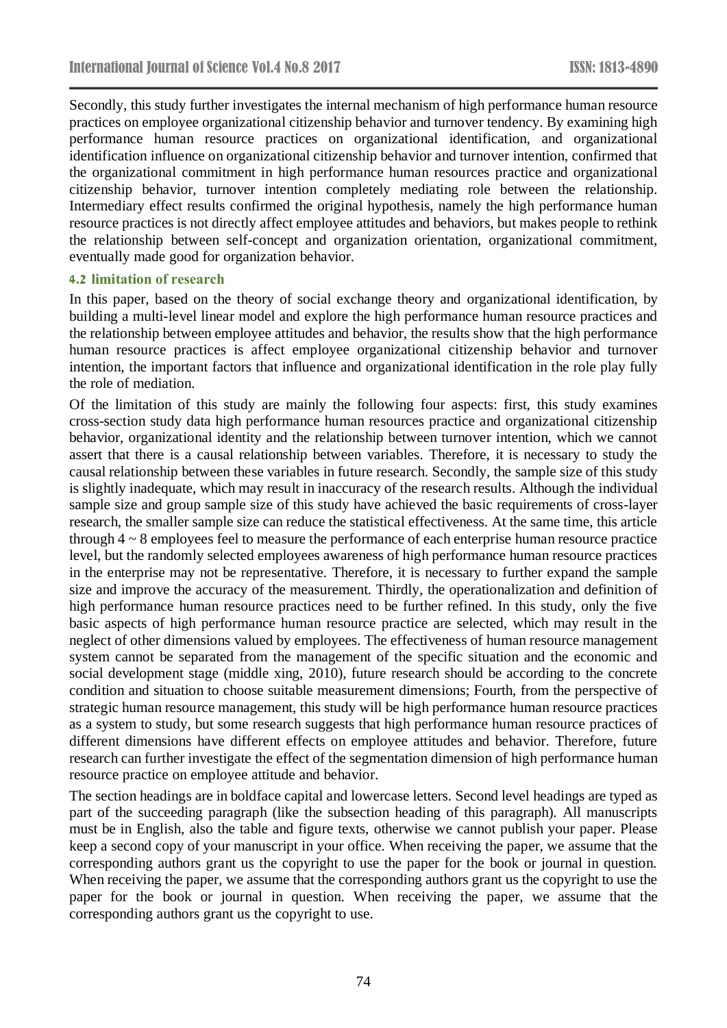Secondly, this study further investigates the internal mechanism of high performance human resource practices on employee organizational citizenship behavior and turnover tendency. By examining high performance human resource practices on organizational identification, and organizational identification influence on organizational citizenship behavior and turnover intention, confirmed that the organizational commitment in high performance human resources practice and organizational citizenship behavior, turnover intention completely mediating role between the relationship. Intermediary effect results confirmed the original hypothesis, namely the high performance human resource practices is not directly affect employee attitudes and behaviors, but makes people to rethink the relationship between self-concept and organization orientation, organizational commitment, eventually made good for organization behavior.

### 4.2 limitation of research

In this paper, based on the theory of social exchange theory and organizational identification, by building a multi-level linear model and explore the high performance human resource practices and the relationship between employee attitudes and behavior, the results show that the high performance human resource practices is affect employee organizational citizenship behavior and turnover intention, the important factors that influence and organizational identification in the role play fully the role of mediation.

Of the limitation of this study are mainly the following four aspects: first, this study examines cross-section study data high performance human resources practice and organizational citizenship behavior, organizational identity and the relationship between turnover intention, which we cannot assert that there is a causal relationship between variables. Therefore, it is necessary to study the causal relationship between these variables in future research. Secondly, the sample size of this study is slightly inadequate, which may result in inaccuracy of the research results. Although the individual sample size and group sample size of this study have achieved the basic requirements of cross-layer research, the smaller sample size can reduce the statistical effectiveness. At the same time, this article through 4 ~ 8 employees feel to measure the performance of each enterprise human resource practice level, but the randomly selected employees awareness of high performance human resource practices in the enterprise may not be representative. Therefore, it is necessary to further expand the sample size and improve the accuracy of the measurement. Thirdly, the operationalization and definition of high performance human resource practices need to be further refined. In this study, only the five basic aspects of high performance human resource practice are selected, which may result in the neglect of other dimensions valued by employees. The effectiveness of human resource management system cannot be separated from the management of the specific situation and the economic and social development stage (middle xing, 2010), future research should be according to the concrete condition and situation to choose suitable measurement dimensions; Fourth, from the perspective of strategic human resource management, this study will be high performance human resource practices as a system to study, but some research suggests that high performance human resource practices of different dimensions have different effects on employee attitudes and behavior. Therefore, future research can further investigate the effect of the segmentation dimension of high performance human resource practice on employee attitude and behavior.

The section headings are in boldface capital and lowercase letters. Second level headings are typed as part of the succeeding paragraph (like the subsection heading of this paragraph). All manuscripts must be in English, also the table and figure texts, otherwise we cannot publish your paper. Please keep a second copy of your manuscript in your office. When receiving the paper, we assume that the corresponding authors grant us the copyright to use the paper for the book or journal in question. When receiving the paper, we assume that the corresponding authors grant us the copyright to use the paper for the book or journal in question. When receiving the paper, we assume that the corresponding authors grant us the copyright to use.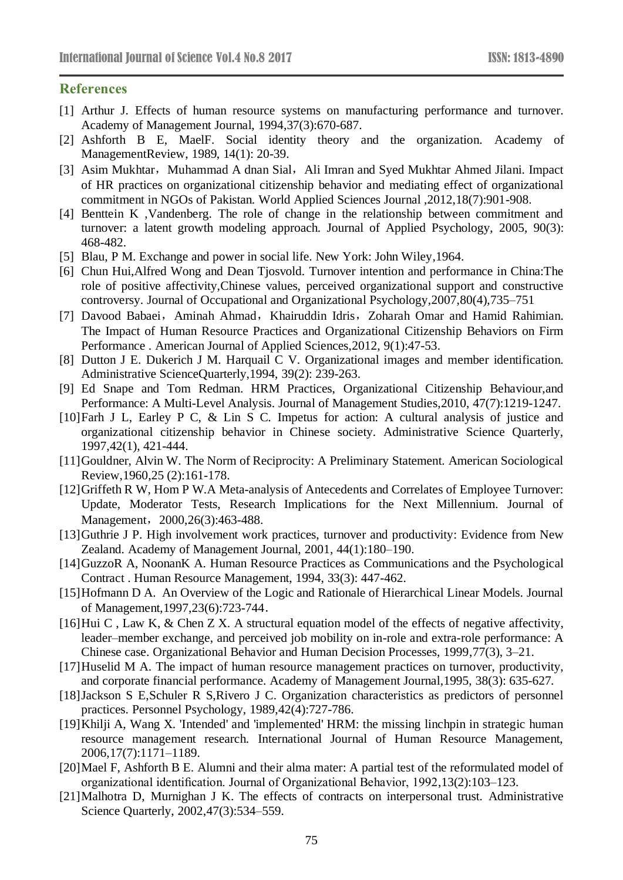## References

[1] Arthur J. Effects of human resource systems on manufacturing performance and turnover. Academy of Management Journal, 1994,37(3):670-687.

[2] Ashforth B E, MaelF. Social identity theory and the organization. Academy of ManagementReview, 1989, 14(1): 20-39.

[3] Asim Mukhtar，Muhammad A dnan Sial，Ali Imran and Syed Mukhtar Ahmed Jilani. Impact of HR practices on organizational citizenship behavior and mediating effect of organizational commitment in NGOs of Pakistan. World Applied Sciences Journal ,2012,18(7):901-908.

[4] Benttein K ,Vandenberg. The role of change in the relationship between commitment and turnover: a latent growth modeling approach. Journal of Applied Psychology, 2005, 90(3): 468-482.

[5] Blau, P M. Exchange and power in social life. New York: John Wiley,1964.

[6] Chun Hui,Alfred Wong and Dean Tjosvold. Turnover intention and performance in China:The role of positive affectivity,Chinese values, perceived organizational support and constructive controversy. Journal of Occupational and Organizational Psychology,2007,80(4),735–751

[7] Davood Babaei，Aminah Ahmad，Khairuddin Idris，Zoharah Omar and Hamid Rahimian. The Impact of Human Resource Practices and Organizational Citizenship Behaviors on Firm Performance . American Journal of Applied Sciences,2012, 9(1):47-53.

[8] Dutton J E. Dukerich J M. Harquail C V. Organizational images and member identification. Administrative ScienceQuarterly,1994, 39(2): 239-263.

[9] Ed Snape and Tom Redman. HRM Practices, Organizational Citizenship Behaviour,and Performance: A Multi-Level Analysis. Journal of Management Studies,2010, 47(7):1219-1247.

[10] Farh J L, Earley P C, & Lin S C. Impetus for action: A cultural analysis of justice and organizational citizenship behavior in Chinese society. Administrative Science Quarterly, 1997,42(1), 421-444.

[11] Gouldner, Alvin W. The Norm of Reciprocity: A Preliminary Statement. American Sociological Review,1960,25 (2):161-178.

[12] Griffeth R W, Hom P W.A Meta-analysis of Antecedents and Correlates of Employee Turnover: Update, Moderator Tests, Research Implications for the Next Millennium. Journal of Management，2000,26(3):463-488.

[13] Guthrie J P. High involvement work practices, turnover and productivity: Evidence from New Zealand. Academy of Management Journal, 2001, 44(1):180–190.

[14] GuzzoR A, NoonanK A. Human Resource Practices as Communications and the Psychological Contract . Human Resource Management, 1994, 33(3): 447-462.

[15] Hofmann D A. An Overview of the Logic and Rationale of Hierarchical Linear Models. Journal of Management,1997,23(6):723-744.

[16] Hui C , Law K, & Chen Z X. A structural equation model of the effects of negative affectivity, leader–member exchange, and perceived job mobility on in-role and extra-role performance: A Chinese case. Organizational Behavior and Human Decision Processes, 1999,77(3), 3–21.

[17] Huselid M A. The impact of human resource management practices on turnover, productivity, and corporate financial performance. Academy of Management Journal,1995, 38(3): 635-627.

[18] Jackson S E,Schuler R S,Rivero J C. Organization characteristics as predictors of personnel practices. Personnel Psychology, 1989,42(4):727-786.

[19] Khilji A, Wang X. 'Intended' and 'implemented' HRM: the missing linchpin in strategic human resource management research. International Journal of Human Resource Management, 2006,17(7):1171–1189.

[20] Mael F, Ashforth B E. Alumni and their alma mater: A partial test of the reformulated model of organizational identification. Journal of Organizational Behavior, 1992,13(2):103–123.

[21] Malhotra D, Murnighan J K. The effects of contracts on interpersonal trust. Administrative Science Quarterly, 2002,47(3):534–559.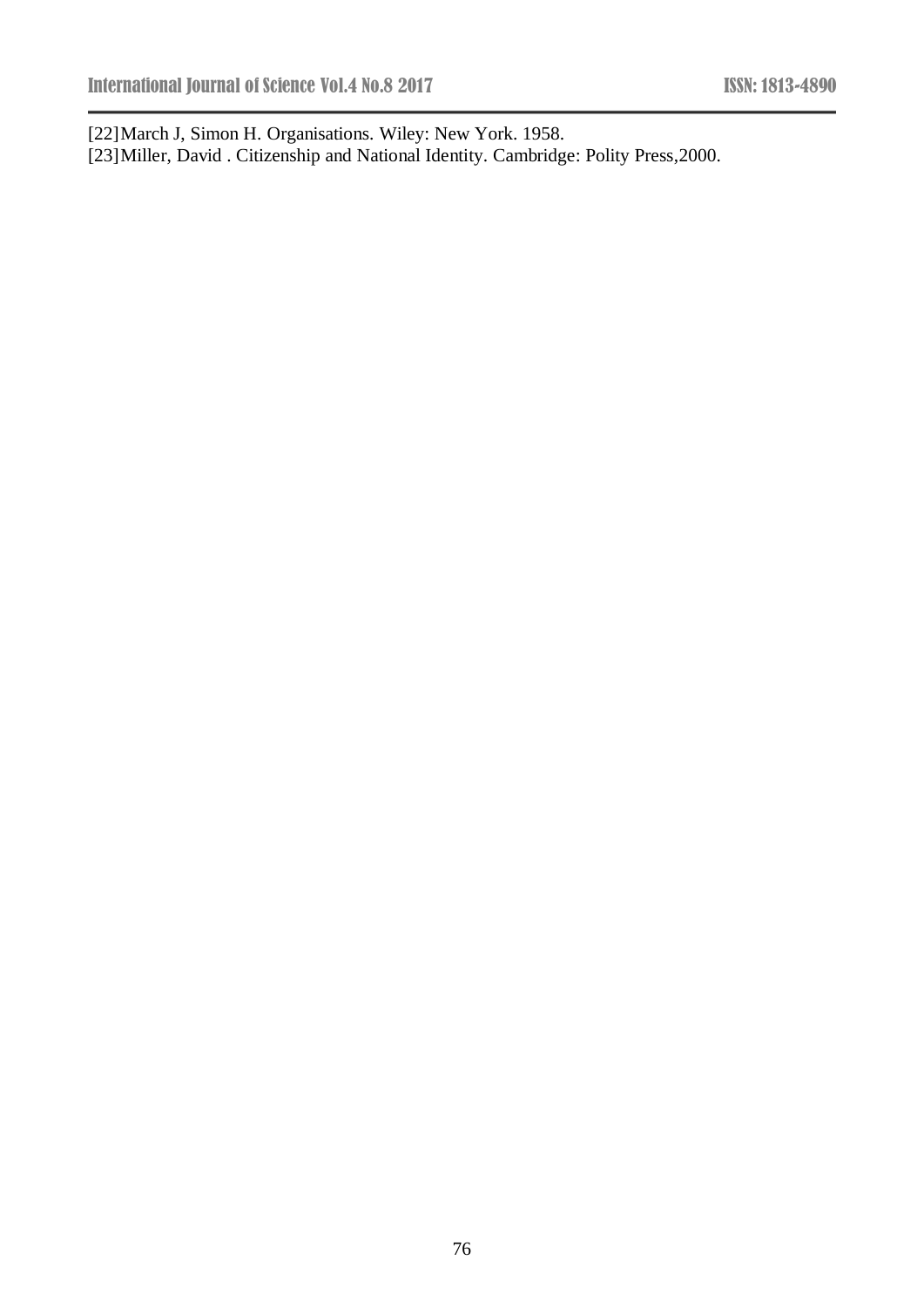[22]March J, Simon H. Organisations. Wiley: New York. 1958.

[23]Miller, David . Citizenship and National Identity. Cambridge: Polity Press,2000.